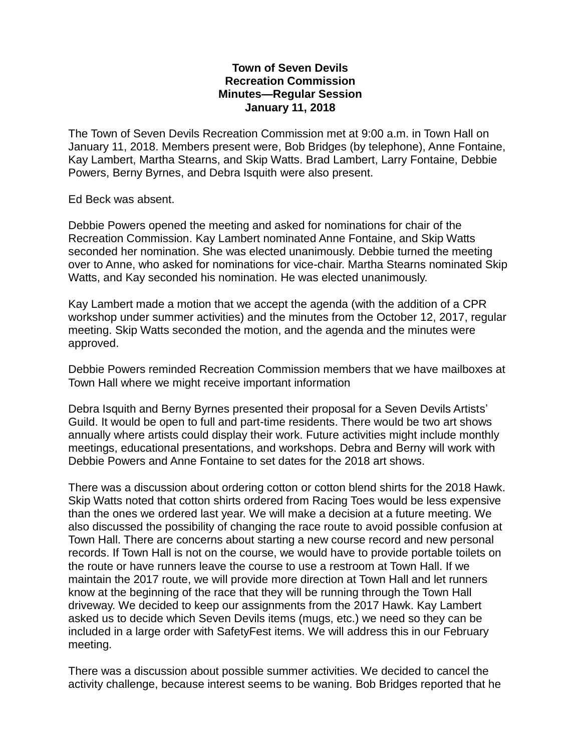**Town of Seven Devils**
**Recreation Commission**
**Minutes—Regular Session**
**January 11, 2018**

The Town of Seven Devils Recreation Commission met at 9:00 a.m. in Town Hall on January 11, 2018. Members present were, Bob Bridges (by telephone), Anne Fontaine, Kay Lambert, Martha Stearns, and Skip Watts. Brad Lambert, Larry Fontaine, Debbie Powers, Berny Byrnes, and Debra Isquith were also present.

Ed Beck was absent.

Debbie Powers opened the meeting and asked for nominations for chair of the Recreation Commission. Kay Lambert nominated Anne Fontaine, and Skip Watts seconded her nomination. She was elected unanimously. Debbie turned the meeting over to Anne, who asked for nominations for vice-chair. Martha Stearns nominated Skip Watts, and Kay seconded his nomination. He was elected unanimously.

Kay Lambert made a motion that we accept the agenda (with the addition of a CPR workshop under summer activities) and the minutes from the October 12, 2017, regular meeting. Skip Watts seconded the motion, and the agenda and the minutes were approved.

Debbie Powers reminded Recreation Commission members that we have mailboxes at Town Hall where we might receive important information

Debra Isquith and Berny Byrnes presented their proposal for a Seven Devils Artists' Guild. It would be open to full and part-time residents. There would be two art shows annually where artists could display their work. Future activities might include monthly meetings, educational presentations, and workshops. Debra and Berny will work with Debbie Powers and Anne Fontaine to set dates for the 2018 art shows.

There was a discussion about ordering cotton or cotton blend shirts for the 2018 Hawk. Skip Watts noted that cotton shirts ordered from Racing Toes would be less expensive than the ones we ordered last year. We will make a decision at a future meeting. We also discussed the possibility of changing the race route to avoid possible confusion at Town Hall. There are concerns about starting a new course record and new personal records. If Town Hall is not on the course, we would have to provide portable toilets on the route or have runners leave the course to use a restroom at Town Hall. If we maintain the 2017 route, we will provide more direction at Town Hall and let runners know at the beginning of the race that they will be running through the Town Hall driveway. We decided to keep our assignments from the 2017 Hawk. Kay Lambert asked us to decide which Seven Devils items (mugs, etc.) we need so they can be included in a large order with SafetyFest items. We will address this in our February meeting.

There was a discussion about possible summer activities. We decided to cancel the activity challenge, because interest seems to be waning. Bob Bridges reported that he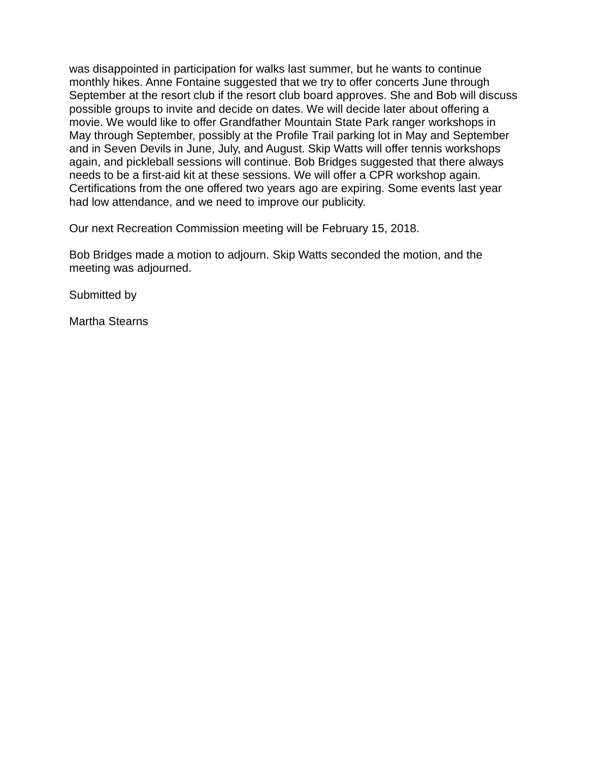was disappointed in participation for walks last summer, but he wants to continue monthly hikes. Anne Fontaine suggested that we try to offer concerts June through September at the resort club if the resort club board approves. She and Bob will discuss possible groups to invite and decide on dates. We will decide later about offering a movie. We would like to offer Grandfather Mountain State Park ranger workshops in May through September, possibly at the Profile Trail parking lot in May and September and in Seven Devils in June, July, and August. Skip Watts will offer tennis workshops again, and pickleball sessions will continue. Bob Bridges suggested that there always needs to be a first-aid kit at these sessions. We will offer a CPR workshop again. Certifications from the one offered two years ago are expiring. Some events last year had low attendance, and we need to improve our publicity.

Our next Recreation Commission meeting will be February 15, 2018.

Bob Bridges made a motion to adjourn. Skip Watts seconded the motion, and the meeting was adjourned.

Submitted by

Martha Stearns